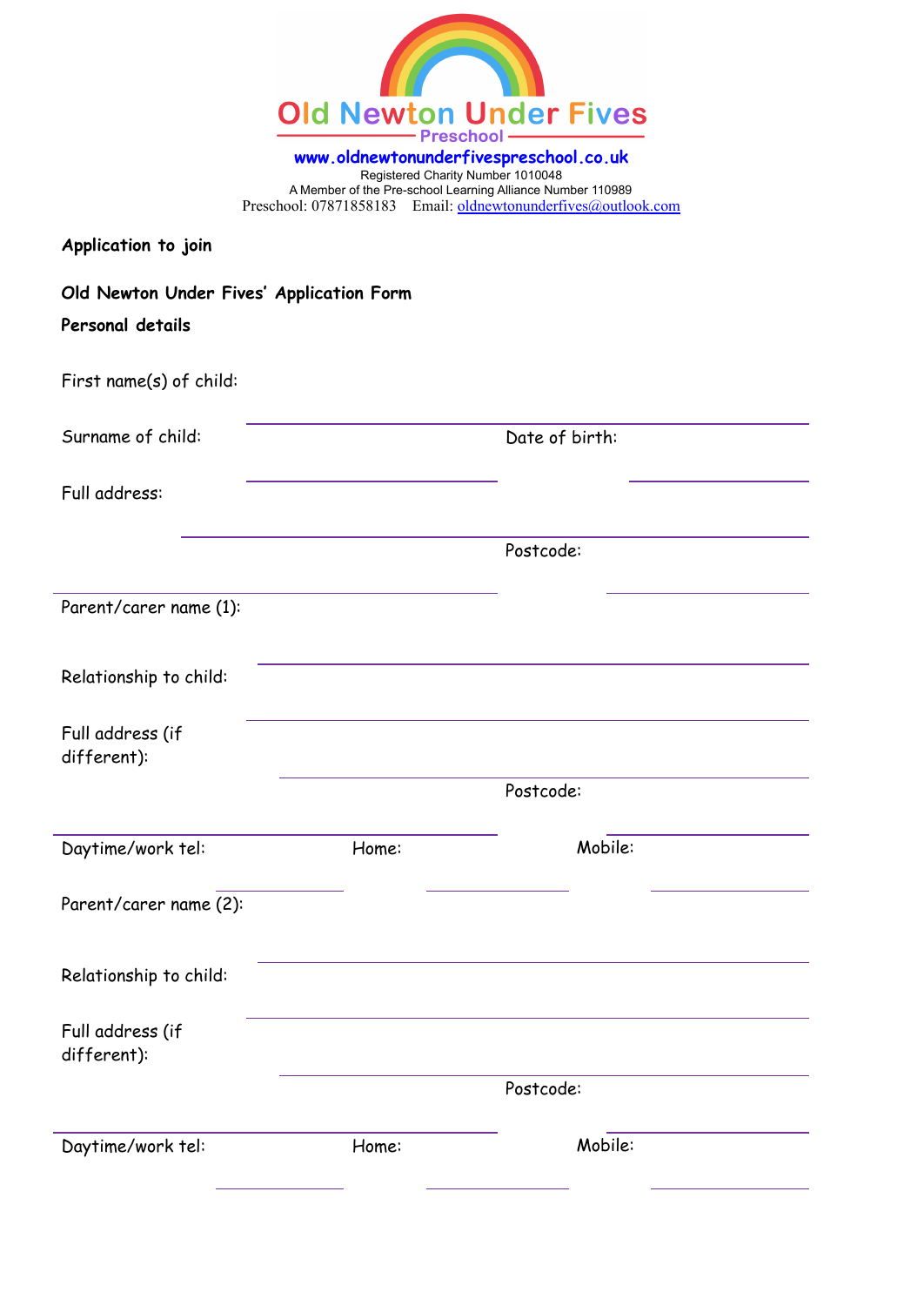# Old Newton Under Fives

Preschool

www.oldnewtonunderfivespreschool.co.uk

Registered Charity Number 1010048

A Member of the Pre-school Learning Alliance Number 110989

Preschool: 07871858183 Email: oldnewtonunderfives@outlook.com

**Application to join**

**Old Newton Under Fives' Application Form**

**Personal details**

First name(s) of child: \_\_\_\_\_\_\_\_\_\_\_\_\_\_\_\_\_\_\_\_\_\_\_\_\_\_\_\_\_\_

Surname of child: \_\_\_\_\_\_\_\_\_\_\_\_\_\_\_\_ Date of birth: \_\_\_\_\_\_\_\_\_\_

Full address: \_\_\_\_\_\_\_\_\_\_\_\_\_\_\_\_\_\_\_\_\_\_\_\_\_\_\_\_\_\_

\_\_\_\_\_\_\_\_\_\_\_\_\_\_\_\_\_\_\_\_ Postcode: \_\_\_\_\_\_\_\_\_\_

Parent/carer name (1): \_\_\_\_\_\_\_\_\_\_\_\_\_\_\_\_\_\_\_\_\_\_\_\_\_\_\_\_\_\_

Relationship to child: \_\_\_\_\_\_\_\_\_\_\_\_\_\_\_\_\_\_\_\_\_\_\_\_\_\_\_\_\_\_

Full address (if different): \_\_\_\_\_\_\_\_\_\_\_\_\_\_\_\_\_\_\_\_\_\_\_\_\_\_\_\_\_\_

\_\_\_\_\_\_\_\_\_\_\_\_\_\_\_\_\_\_\_\_ Postcode: \_\_\_\_\_\_\_\_\_\_

Daytime/work tel: \_\_\_\_\_\_\_\_\_\_ Home: \_\_\_\_\_\_\_\_\_\_ Mobile: \_\_\_\_\_\_\_\_\_\_

Parent/carer name (2): \_\_\_\_\_\_\_\_\_\_\_\_\_\_\_\_\_\_\_\_\_\_\_\_\_\_\_\_\_\_

Relationship to child: \_\_\_\_\_\_\_\_\_\_\_\_\_\_\_\_\_\_\_\_\_\_\_\_\_\_\_\_\_\_

Full address (if different): \_\_\_\_\_\_\_\_\_\_\_\_\_\_\_\_\_\_\_\_\_\_\_\_\_\_\_\_\_\_

\_\_\_\_\_\_\_\_\_\_\_\_\_\_\_\_\_\_\_\_ Postcode: \_\_\_\_\_\_\_\_\_\_

Daytime/work tel: \_\_\_\_\_\_\_\_\_\_ Home: \_\_\_\_\_\_\_\_\_\_ Mobile: \_\_\_\_\_\_\_\_\_\_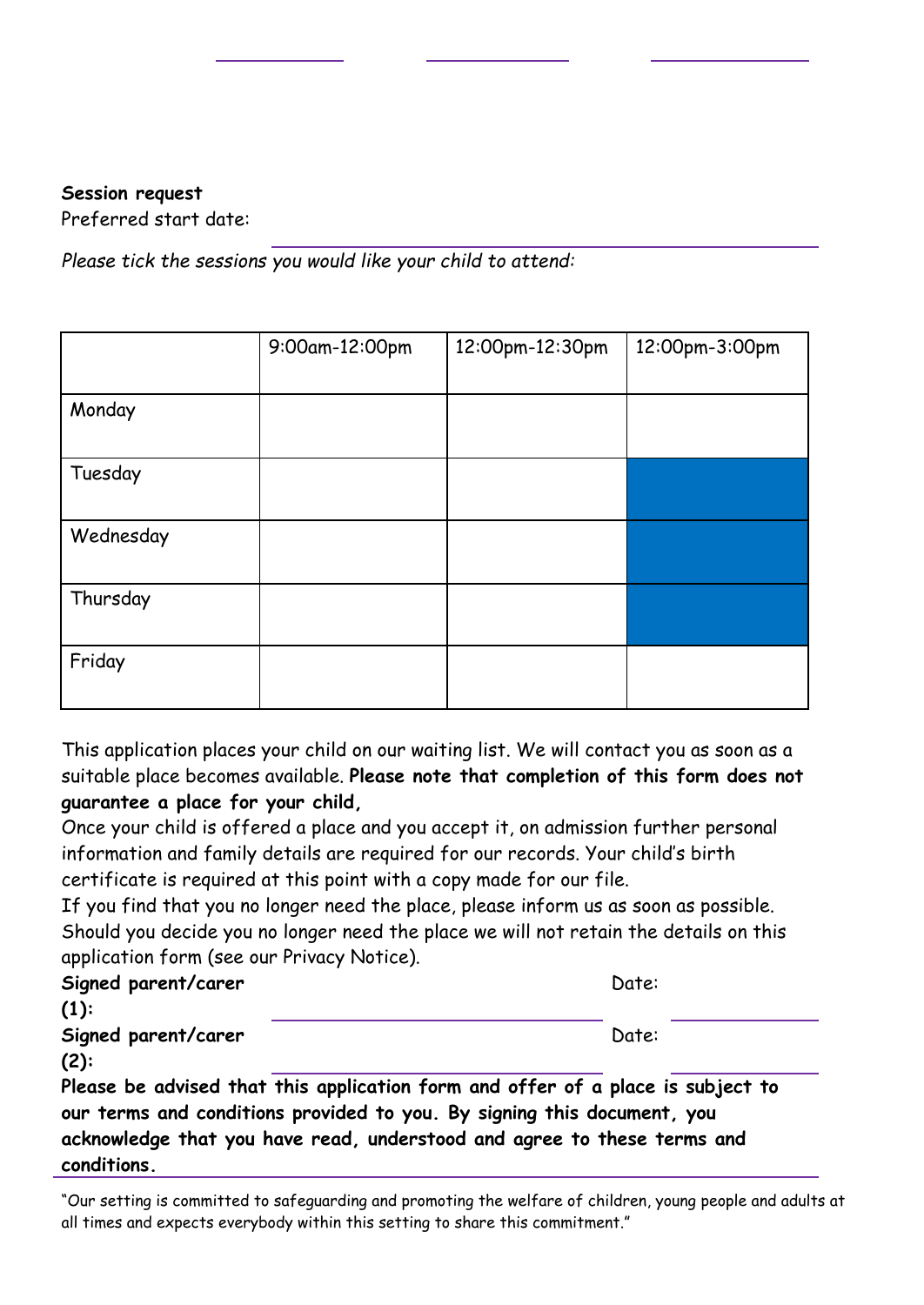**Session request**

Preferred start date: ______________________________

*Please tick the sessions you would like your child to attend:*

| | 9:00am-12:00pm | 12:00pm-12:30pm | 12:00pm-3:00pm |
|---|---|---|---|
| Monday | | | |
| Tuesday | | | |
| Wednesday | | | |
| Thursday | | | |
| Friday | | | |

This application places your child on our waiting list. We will contact you as soon as a suitable place becomes available. **Please note that completion of this form does not guarantee a place for your child,**

Once your child is offered a place and you accept it, on admission further personal information and family details are required for our records. Your child's birth certificate is required at this point with a copy made for our file.

If you find that you no longer need the place, please inform us as soon as possible. Should you decide you no longer need the place we will not retain the details on this application form (see our Privacy Notice).

**Signed parent/carer (1):** ______________________________ Date: ______________

**Signed parent/carer (2):** ______________________________ Date: ______________

**Please be advised that this application form and offer of a place is subject to our terms and conditions provided to you. By signing this document, you acknowledge that you have read, understood and agree to these terms and conditions.**

"Our setting is committed to safeguarding and promoting the welfare of children, young people and adults at all times and expects everybody within this setting to share this commitment."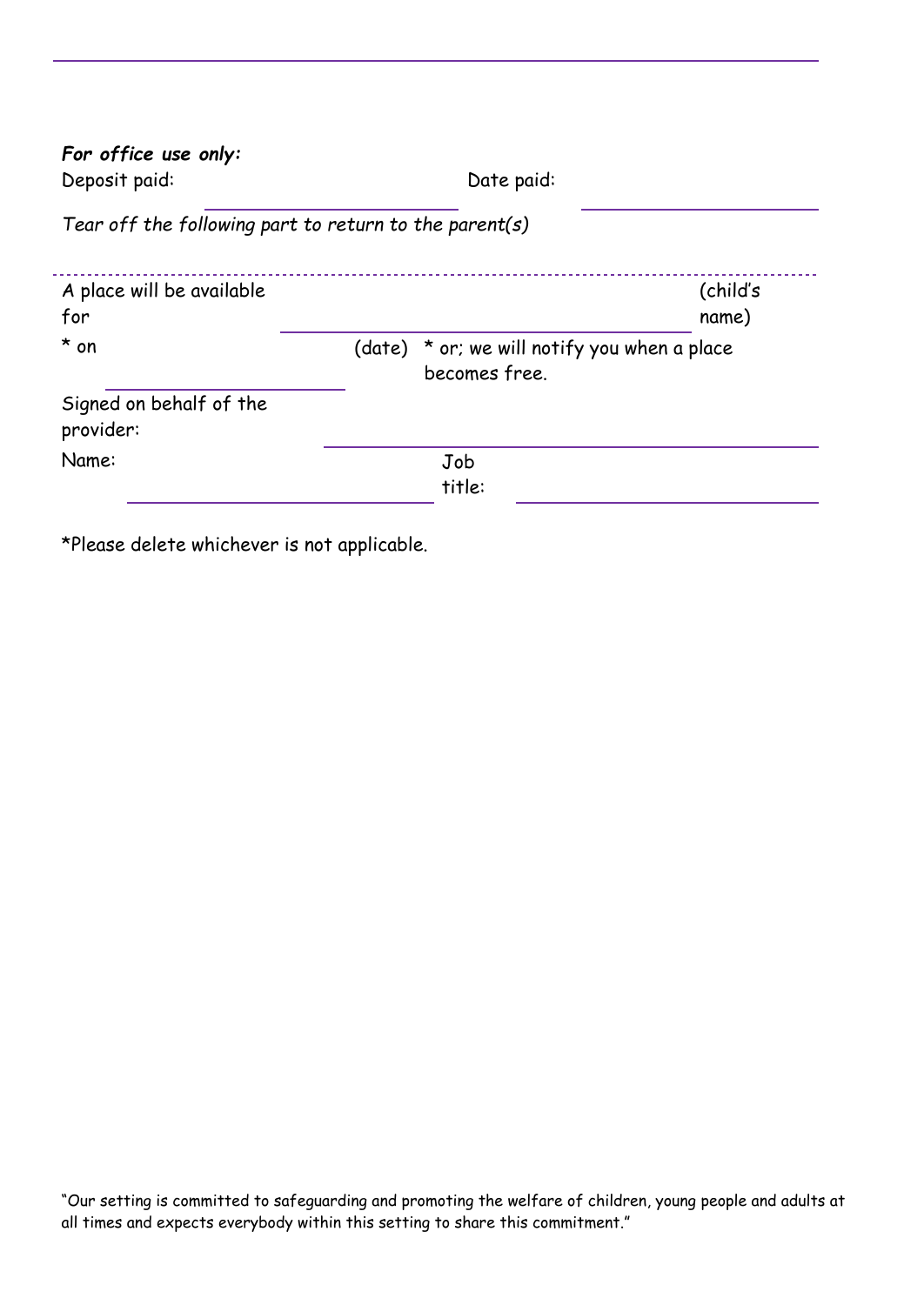***For office use only:***

Deposit paid: _______________ Date paid: _______________

*Tear off the following part to return to the parent(s)*

---

A place will be available for _______________________________ (child's name)

* on _______________ (date) * or; we will notify you when a place becomes free.

Signed on behalf of the provider: _______________________________

Name: _______________ Job title: _______________

*Please delete whichever is not applicable.

"Our setting is committed to safeguarding and promoting the welfare of children, young people and adults at all times and expects everybody within this setting to share this commitment."